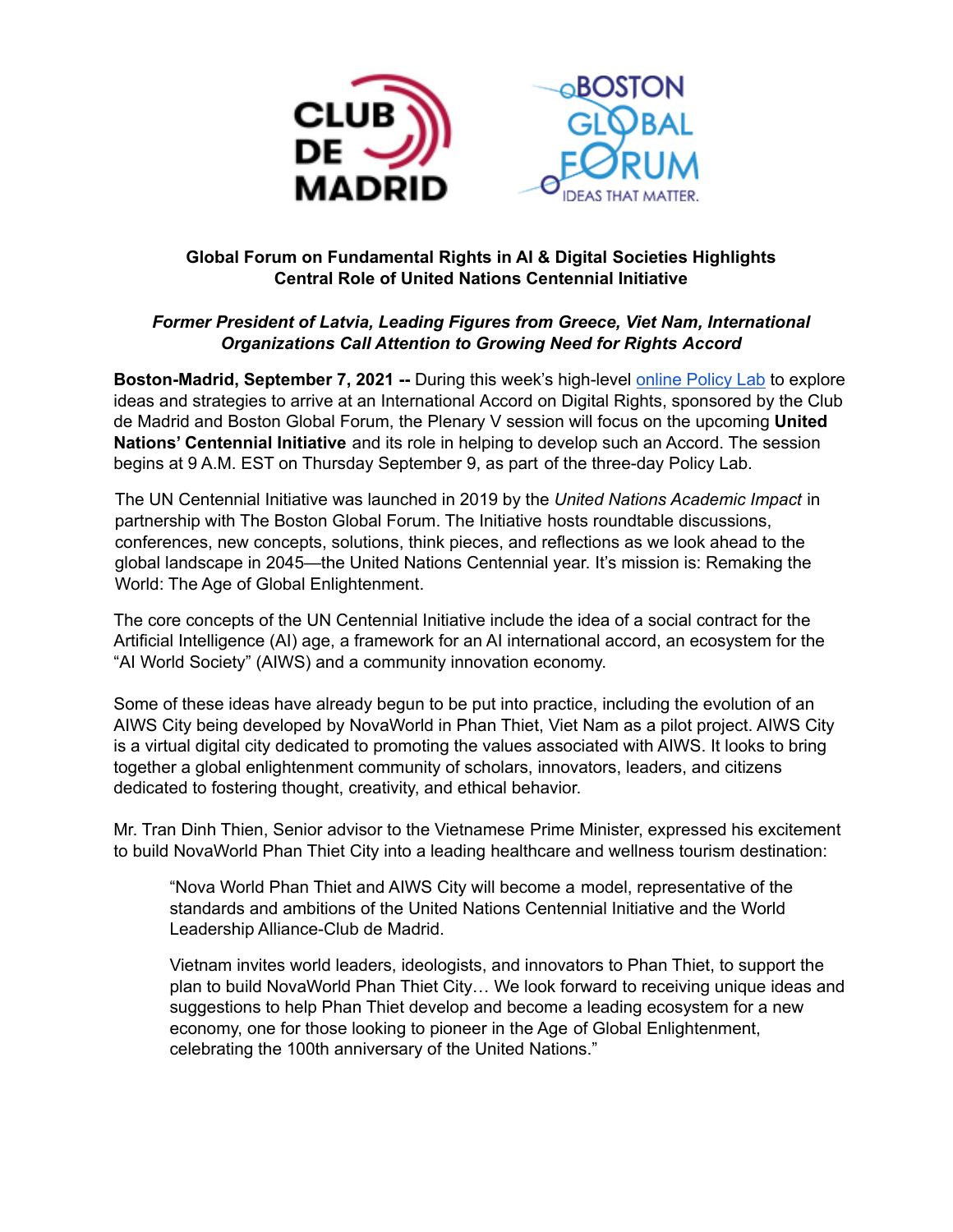CLUB DE MADRID

BOSTON GLOBAL FORUM
IDEAS THAT MATTER.

**Global Forum on Fundamental Rights in AI & Digital Societies Highlights Central Role of United Nations Centennial Initiative**

***Former President of Latvia, Leading Figures from Greece, Viet Nam, International Organizations Call Attention to Growing Need for Rights Accord***

**Boston-Madrid, September 7, 2021 --** During this week's high-level online Policy Lab to explore ideas and strategies to arrive at an International Accord on Digital Rights, sponsored by the Club de Madrid and Boston Global Forum, the Plenary V session will focus on the upcoming **United Nations' Centennial Initiative** and its role in helping to develop such an Accord. The session begins at 9 A.M. EST on Thursday September 9, as part of the three-day Policy Lab.

The UN Centennial Initiative was launched in 2019 by the *United Nations Academic Impact* in partnership with The Boston Global Forum. The Initiative hosts roundtable discussions, conferences, new concepts, solutions, think pieces, and reflections as we look ahead to the global landscape in 2045—the United Nations Centennial year. It's mission is: Remaking the World: The Age of Global Enlightenment.

The core concepts of the UN Centennial Initiative include the idea of a social contract for the Artificial Intelligence (AI) age, a framework for an AI international accord, an ecosystem for the "AI World Society" (AIWS) and a community innovation economy.

Some of these ideas have already begun to be put into practice, including the evolution of an AIWS City being developed by NovaWorld in Phan Thiet, Viet Nam as a pilot project. AIWS City is a virtual digital city dedicated to promoting the values associated with AIWS. It looks to bring together a global enlightenment community of scholars, innovators, leaders, and citizens dedicated to fostering thought, creativity, and ethical behavior.

Mr. Tran Dinh Thien, Senior advisor to the Vietnamese Prime Minister, expressed his excitement to build NovaWorld Phan Thiet City into a leading healthcare and wellness tourism destination:

> "Nova World Phan Thiet and AIWS City will become a model, representative of the standards and ambitions of the United Nations Centennial Initiative and the World Leadership Alliance-Club de Madrid.
>
> Vietnam invites world leaders, ideologists, and innovators to Phan Thiet, to support the plan to build NovaWorld Phan Thiet City… We look forward to receiving unique ideas and suggestions to help Phan Thiet develop and become a leading ecosystem for a new economy, one for those looking to pioneer in the Age of Global Enlightenment, celebrating the 100th anniversary of the United Nations."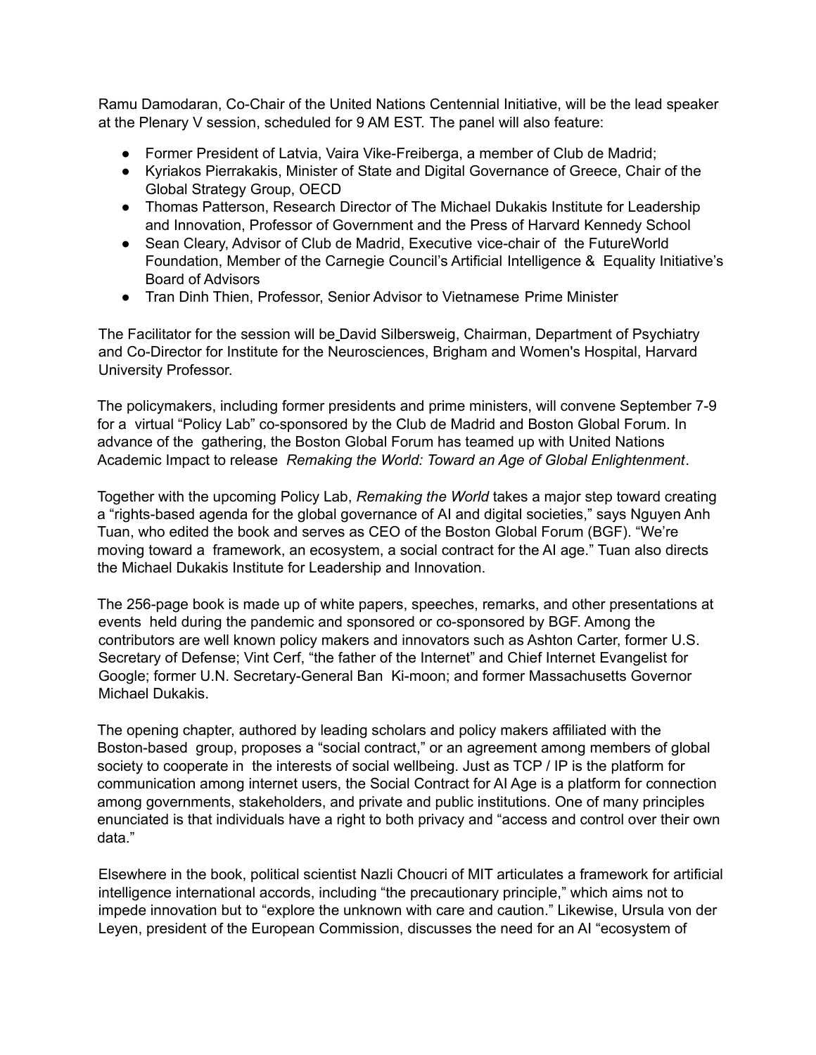Ramu Damodaran, Co-Chair of the United Nations Centennial Initiative, will be the lead speaker at the Plenary V session, scheduled for 9 AM EST. The panel will also feature:

- Former President of Latvia, Vaira Vike-Freiberga, a member of Club de Madrid;
- Kyriakos Pierrakakis, Minister of State and Digital Governance of Greece, Chair of the Global Strategy Group, OECD
- Thomas Patterson, Research Director of The Michael Dukakis Institute for Leadership and Innovation, Professor of Government and the Press of Harvard Kennedy School
- Sean Cleary, Advisor of Club de Madrid, Executive vice-chair of the FutureWorld Foundation, Member of the Carnegie Council's Artificial Intelligence & Equality Initiative's Board of Advisors
- Tran Dinh Thien, Professor, Senior Advisor to Vietnamese Prime Minister

The Facilitator for the session will be David Silbersweig, Chairman, Department of Psychiatry and Co-Director for Institute for the Neurosciences, Brigham and Women's Hospital, Harvard University Professor.

The policymakers, including former presidents and prime ministers, will convene September 7-9 for a virtual "Policy Lab" co-sponsored by the Club de Madrid and Boston Global Forum. In advance of the gathering, the Boston Global Forum has teamed up with United Nations Academic Impact to release *Remaking the World: Toward an Age of Global Enlightenment*.

Together with the upcoming Policy Lab, *Remaking the World* takes a major step toward creating a "rights-based agenda for the global governance of AI and digital societies," says Nguyen Anh Tuan, who edited the book and serves as CEO of the Boston Global Forum (BGF). "We're moving toward a framework, an ecosystem, a social contract for the AI age." Tuan also directs the Michael Dukakis Institute for Leadership and Innovation.

The 256-page book is made up of white papers, speeches, remarks, and other presentations at events held during the pandemic and sponsored or co-sponsored by BGF. Among the contributors are well known policy makers and innovators such as Ashton Carter, former U.S. Secretary of Defense; Vint Cerf, "the father of the Internet" and Chief Internet Evangelist for Google; former U.N. Secretary-General Ban Ki-moon; and former Massachusetts Governor Michael Dukakis.

The opening chapter, authored by leading scholars and policy makers affiliated with the Boston-based group, proposes a "social contract," or an agreement among members of global society to cooperate in the interests of social wellbeing. Just as TCP / IP is the platform for communication among internet users, the Social Contract for AI Age is a platform for connection among governments, stakeholders, and private and public institutions. One of many principles enunciated is that individuals have a right to both privacy and "access and control over their own data."

Elsewhere in the book, political scientist Nazli Choucri of MIT articulates a framework for artificial intelligence international accords, including "the precautionary principle," which aims not to impede innovation but to "explore the unknown with care and caution." Likewise, Ursula von der Leyen, president of the European Commission, discusses the need for an AI "ecosystem of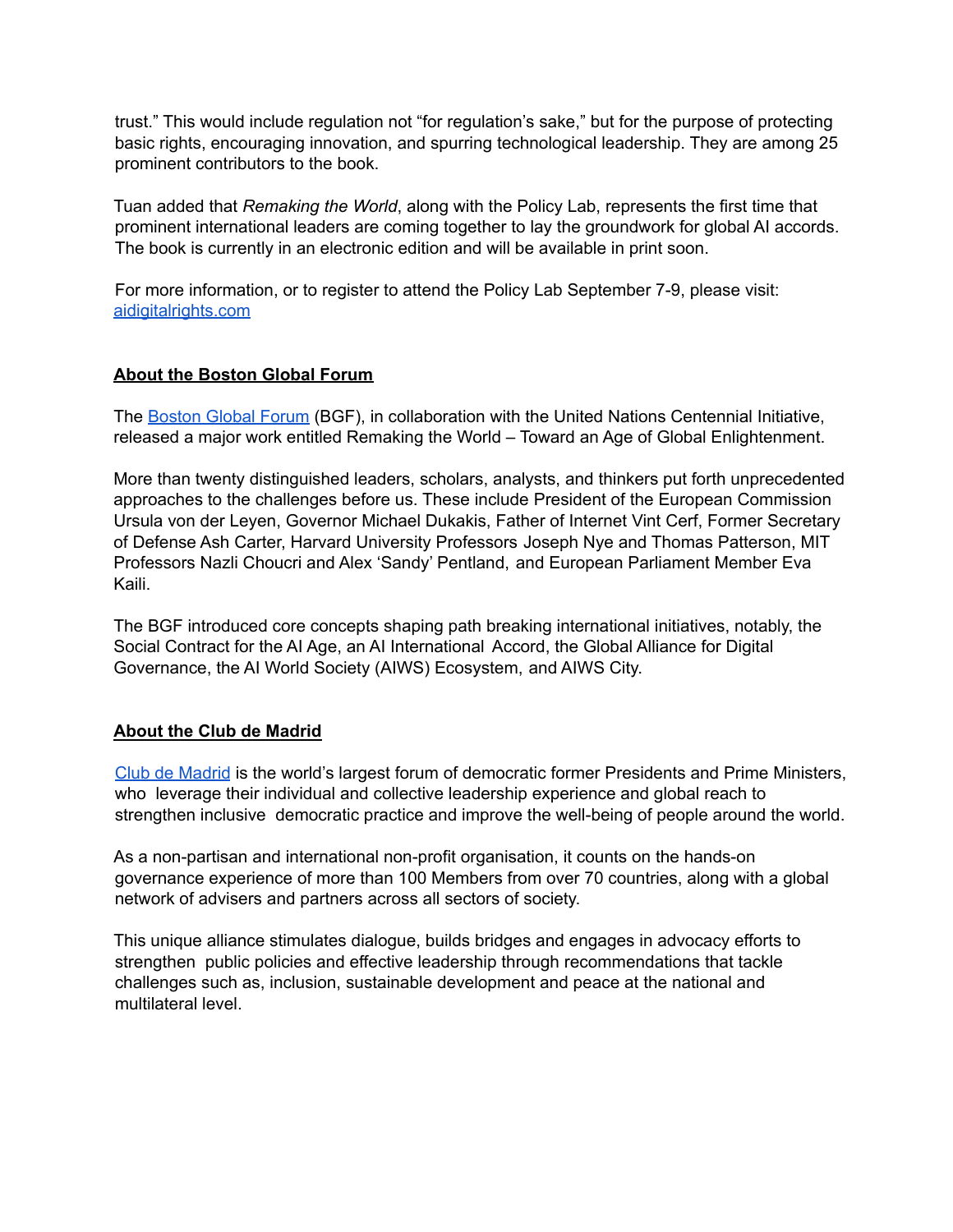trust." This would include regulation not "for regulation's sake," but for the purpose of protecting basic rights, encouraging innovation, and spurring technological leadership. They are among 25 prominent contributors to the book.

Tuan added that *Remaking the World*, along with the Policy Lab, represents the first time that prominent international leaders are coming together to lay the groundwork for global AI accords. The book is currently in an electronic edition and will be available in print soon.

For more information, or to register to attend the Policy Lab September 7-9, please visit: [aidigitalrights.com](aidigitalrights.com)

## About the Boston Global Forum

The [Boston Global Forum](Boston Global Forum) (BGF), in collaboration with the United Nations Centennial Initiative, released a major work entitled Remaking the World – Toward an Age of Global Enlightenment.

More than twenty distinguished leaders, scholars, analysts, and thinkers put forth unprecedented approaches to the challenges before us. These include President of the European Commission Ursula von der Leyen, Governor Michael Dukakis, Father of Internet Vint Cerf, Former Secretary of Defense Ash Carter, Harvard University Professors Joseph Nye and Thomas Patterson, MIT Professors Nazli Choucri and Alex 'Sandy' Pentland, and European Parliament Member Eva Kaili.

The BGF introduced core concepts shaping path breaking international initiatives, notably, the Social Contract for the AI Age, an AI International Accord, the Global Alliance for Digital Governance, the AI World Society (AIWS) Ecosystem, and AIWS City.

## About the Club de Madrid

[Club de Madrid](Club de Madrid) is the world's largest forum of democratic former Presidents and Prime Ministers, who leverage their individual and collective leadership experience and global reach to strengthen inclusive democratic practice and improve the well-being of people around the world.

As a non-partisan and international non-profit organisation, it counts on the hands-on governance experience of more than 100 Members from over 70 countries, along with a global network of advisers and partners across all sectors of society.

This unique alliance stimulates dialogue, builds bridges and engages in advocacy efforts to strengthen public policies and effective leadership through recommendations that tackle challenges such as, inclusion, sustainable development and peace at the national and multilateral level.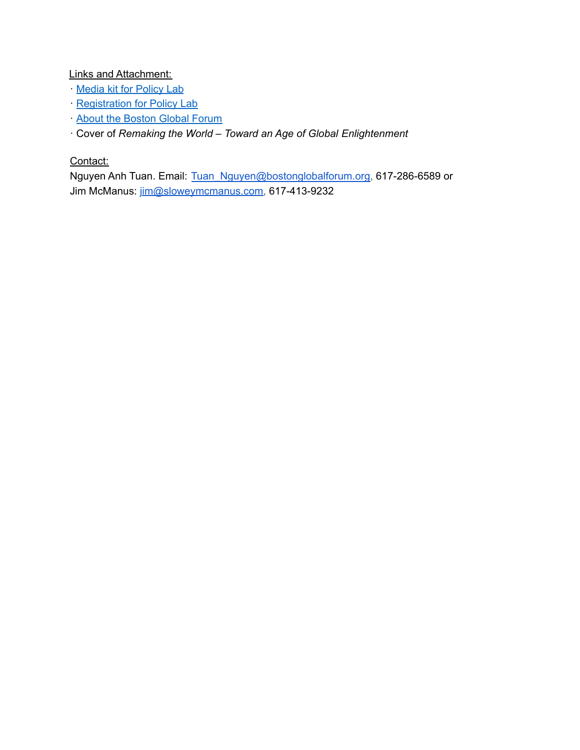Links and Attachment:

· Media kit for Policy Lab
· Registration for Policy Lab
· About the Boston Global Forum
· Cover of *Remaking the World – Toward an Age of Global Enlightenment*

Contact:

Nguyen Anh Tuan. Email: Tuan_Nguyen@bostonglobalforum.org, 617-286-6589 or
Jim McManus: jim@sloweymcmanus.com, 617-413-9232